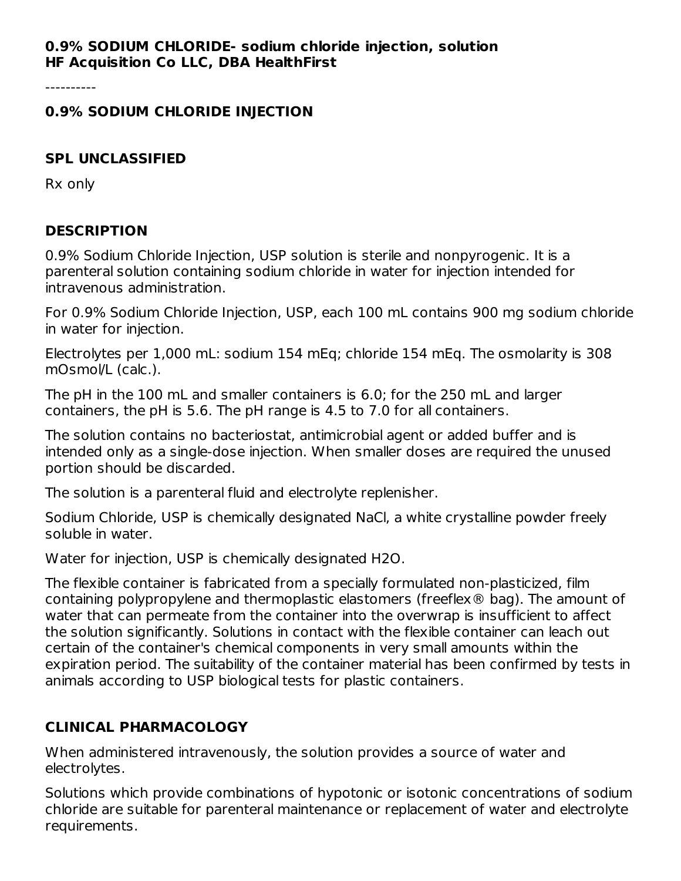**0.9% SODIUM CHLORIDE- sodium chloride injection, solution**
**HF Acquisition Co LLC, DBA HealthFirst**

----------

## 0.9% SODIUM CHLORIDE INJECTION

### SPL UNCLASSIFIED

Rx only

### DESCRIPTION

0.9% Sodium Chloride Injection, USP solution is sterile and nonpyrogenic. It is a parenteral solution containing sodium chloride in water for injection intended for intravenous administration.

For 0.9% Sodium Chloride Injection, USP, each 100 mL contains 900 mg sodium chloride in water for injection.

Electrolytes per 1,000 mL: sodium 154 mEq; chloride 154 mEq. The osmolarity is 308 mOsmol/L (calc.).

The pH in the 100 mL and smaller containers is 6.0; for the 250 mL and larger containers, the pH is 5.6. The pH range is 4.5 to 7.0 for all containers.

The solution contains no bacteriostat, antimicrobial agent or added buffer and is intended only as a single-dose injection. When smaller doses are required the unused portion should be discarded.

The solution is a parenteral fluid and electrolyte replenisher.

Sodium Chloride, USP is chemically designated NaCl, a white crystalline powder freely soluble in water.

Water for injection, USP is chemically designated $H_2O$.

The flexible container is fabricated from a specially formulated non-plasticized, film containing polypropylene and thermoplastic elastomers (freeflex® bag). The amount of water that can permeate from the container into the overwrap is insufficient to affect the solution significantly. Solutions in contact with the flexible container can leach out certain of the container's chemical components in very small amounts within the expiration period. The suitability of the container material has been confirmed by tests in animals according to USP biological tests for plastic containers.

### CLINICAL PHARMACOLOGY

When administered intravenously, the solution provides a source of water and electrolytes.

Solutions which provide combinations of hypotonic or isotonic concentrations of sodium chloride are suitable for parenteral maintenance or replacement of water and electrolyte requirements.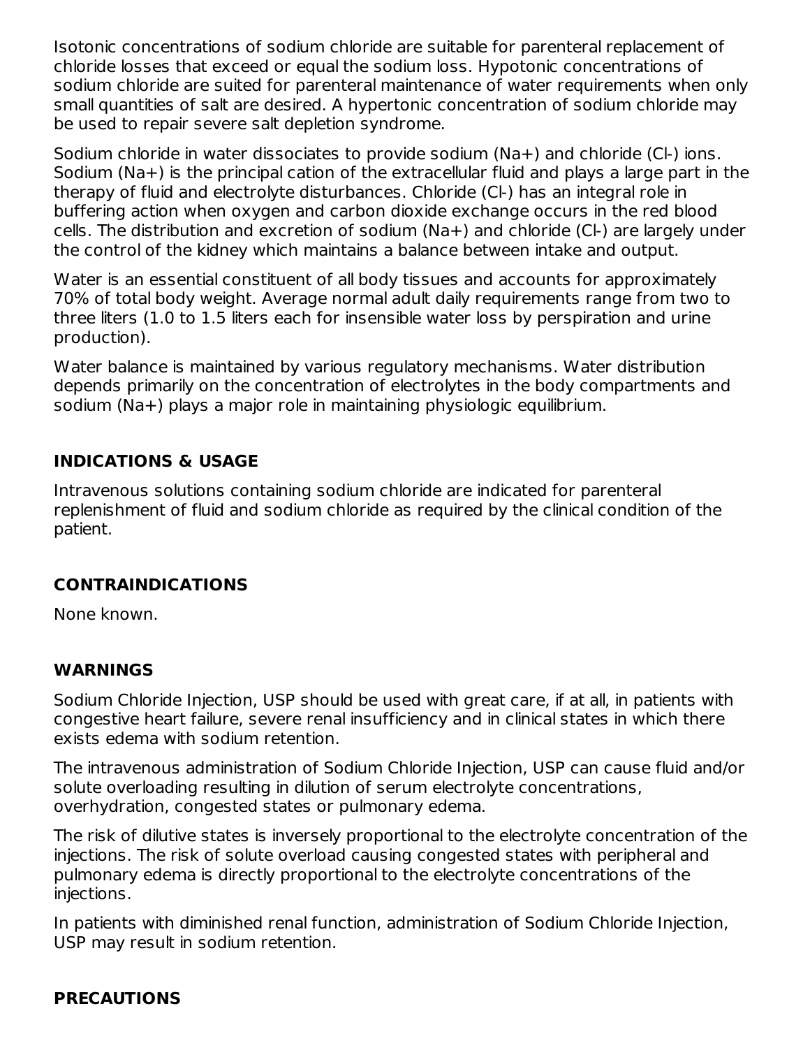Isotonic concentrations of sodium chloride are suitable for parenteral replacement of chloride losses that exceed or equal the sodium loss. Hypotonic concentrations of sodium chloride are suited for parenteral maintenance of water requirements when only small quantities of salt are desired. A hypertonic concentration of sodium chloride may be used to repair severe salt depletion syndrome.

Sodium chloride in water dissociates to provide sodium ($Na^+$) and chloride ($Cl^-$) ions. Sodium ($Na^+$) is the principal cation of the extracellular fluid and plays a large part in the therapy of fluid and electrolyte disturbances. Chloride ($Cl^-$) has an integral role in buffering action when oxygen and carbon dioxide exchange occurs in the red blood cells. The distribution and excretion of sodium ($Na^+$) and chloride ($Cl^-$) are largely under the control of the kidney which maintains a balance between intake and output.

Water is an essential constituent of all body tissues and accounts for approximately 70% of total body weight. Average normal adult daily requirements range from two to three liters (1.0 to 1.5 liters each for insensible water loss by perspiration and urine production).

Water balance is maintained by various regulatory mechanisms. Water distribution depends primarily on the concentration of electrolytes in the body compartments and sodium ($Na^+$) plays a major role in maintaining physiologic equilibrium.

## INDICATIONS & USAGE

Intravenous solutions containing sodium chloride are indicated for parenteral replenishment of fluid and sodium chloride as required by the clinical condition of the patient.

## CONTRAINDICATIONS

None known.

## WARNINGS

Sodium Chloride Injection, USP should be used with great care, if at all, in patients with congestive heart failure, severe renal insufficiency and in clinical states in which there exists edema with sodium retention.

The intravenous administration of Sodium Chloride Injection, USP can cause fluid and/or solute overloading resulting in dilution of serum electrolyte concentrations, overhydration, congested states or pulmonary edema.

The risk of dilutive states is inversely proportional to the electrolyte concentration of the injections. The risk of solute overload causing congested states with peripheral and pulmonary edema is directly proportional to the electrolyte concentrations of the injections.

In patients with diminished renal function, administration of Sodium Chloride Injection, USP may result in sodium retention.

## PRECAUTIONS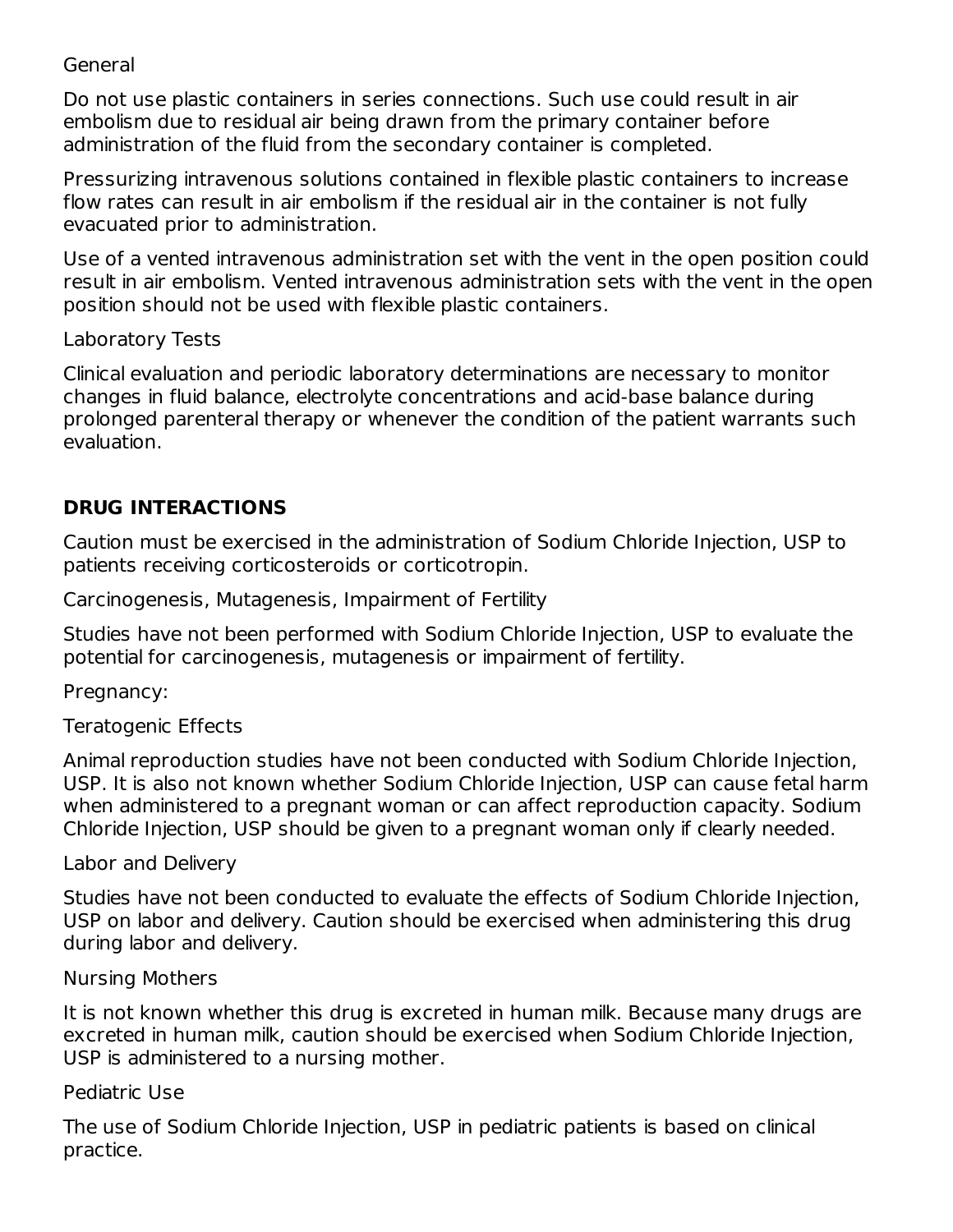General

Do not use plastic containers in series connections. Such use could result in air embolism due to residual air being drawn from the primary container before administration of the fluid from the secondary container is completed.

Pressurizing intravenous solutions contained in flexible plastic containers to increase flow rates can result in air embolism if the residual air in the container is not fully evacuated prior to administration.

Use of a vented intravenous administration set with the vent in the open position could result in air embolism. Vented intravenous administration sets with the vent in the open position should not be used with flexible plastic containers.

Laboratory Tests

Clinical evaluation and periodic laboratory determinations are necessary to monitor changes in fluid balance, electrolyte concentrations and acid-base balance during prolonged parenteral therapy or whenever the condition of the patient warrants such evaluation.

## DRUG INTERACTIONS

Caution must be exercised in the administration of Sodium Chloride Injection, USP to patients receiving corticosteroids or corticotropin.

Carcinogenesis, Mutagenesis, Impairment of Fertility

Studies have not been performed with Sodium Chloride Injection, USP to evaluate the potential for carcinogenesis, mutagenesis or impairment of fertility.

Pregnancy:

Teratogenic Effects

Animal reproduction studies have not been conducted with Sodium Chloride Injection, USP. It is also not known whether Sodium Chloride Injection, USP can cause fetal harm when administered to a pregnant woman or can affect reproduction capacity. Sodium Chloride Injection, USP should be given to a pregnant woman only if clearly needed.

Labor and Delivery

Studies have not been conducted to evaluate the effects of Sodium Chloride Injection, USP on labor and delivery. Caution should be exercised when administering this drug during labor and delivery.

Nursing Mothers

It is not known whether this drug is excreted in human milk. Because many drugs are excreted in human milk, caution should be exercised when Sodium Chloride Injection, USP is administered to a nursing mother.

Pediatric Use

The use of Sodium Chloride Injection, USP in pediatric patients is based on clinical practice.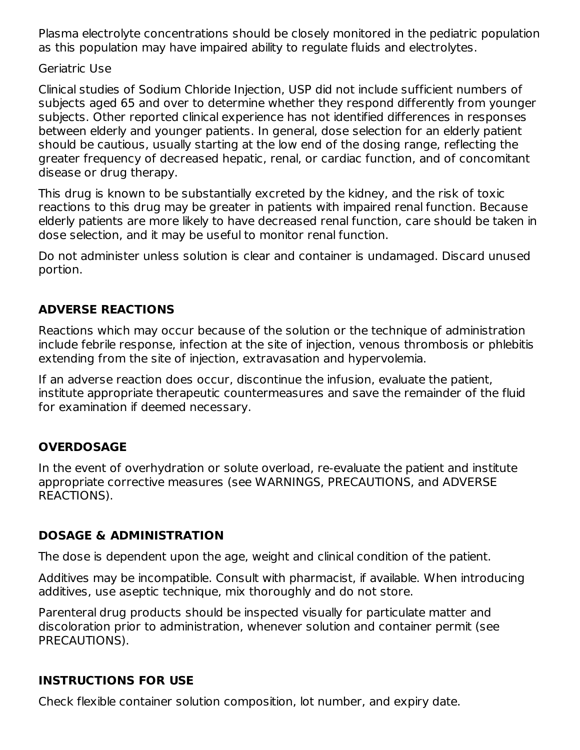Plasma electrolyte concentrations should be closely monitored in the pediatric population as this population may have impaired ability to regulate fluids and electrolytes.

Geriatric Use

Clinical studies of Sodium Chloride Injection, USP did not include sufficient numbers of subjects aged 65 and over to determine whether they respond differently from younger subjects. Other reported clinical experience has not identified differences in responses between elderly and younger patients. In general, dose selection for an elderly patient should be cautious, usually starting at the low end of the dosing range, reflecting the greater frequency of decreased hepatic, renal, or cardiac function, and of concomitant disease or drug therapy.

This drug is known to be substantially excreted by the kidney, and the risk of toxic reactions to this drug may be greater in patients with impaired renal function. Because elderly patients are more likely to have decreased renal function, care should be taken in dose selection, and it may be useful to monitor renal function.

Do not administer unless solution is clear and container is undamaged. Discard unused portion.

## ADVERSE REACTIONS

Reactions which may occur because of the solution or the technique of administration include febrile response, infection at the site of injection, venous thrombosis or phlebitis extending from the site of injection, extravasation and hypervolemia.

If an adverse reaction does occur, discontinue the infusion, evaluate the patient, institute appropriate therapeutic countermeasures and save the remainder of the fluid for examination if deemed necessary.

## OVERDOSAGE

In the event of overhydration or solute overload, re-evaluate the patient and institute appropriate corrective measures (see WARNINGS, PRECAUTIONS, and ADVERSE REACTIONS).

## DOSAGE & ADMINISTRATION

The dose is dependent upon the age, weight and clinical condition of the patient.

Additives may be incompatible. Consult with pharmacist, if available. When introducing additives, use aseptic technique, mix thoroughly and do not store.

Parenteral drug products should be inspected visually for particulate matter and discoloration prior to administration, whenever solution and container permit (see PRECAUTIONS).

## INSTRUCTIONS FOR USE

Check flexible container solution composition, lot number, and expiry date.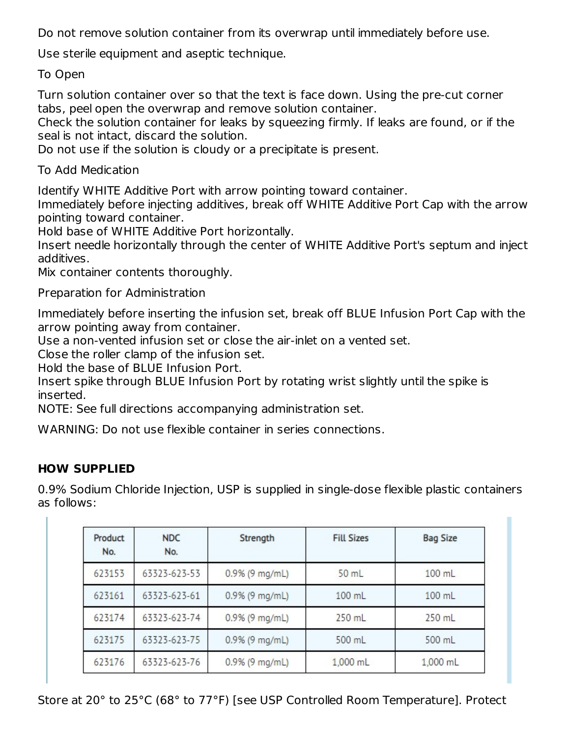Do not remove solution container from its overwrap until immediately before use.

Use sterile equipment and aseptic technique.

To Open

Turn solution container over so that the text is face down. Using the pre-cut corner tabs, peel open the overwrap and remove solution container.
Check the solution container for leaks by squeezing firmly. If leaks are found, or if the seal is not intact, discard the solution.
Do not use if the solution is cloudy or a precipitate is present.

To Add Medication

Identify WHITE Additive Port with arrow pointing toward container.
Immediately before injecting additives, break off WHITE Additive Port Cap with the arrow pointing toward container.
Hold base of WHITE Additive Port horizontally.
Insert needle horizontally through the center of WHITE Additive Port's septum and inject additives.
Mix container contents thoroughly.

Preparation for Administration

Immediately before inserting the infusion set, break off BLUE Infusion Port Cap with the arrow pointing away from container.
Use a non-vented infusion set or close the air-inlet on a vented set.
Close the roller clamp of the infusion set.
Hold the base of BLUE Infusion Port.
Insert spike through BLUE Infusion Port by rotating wrist slightly until the spike is inserted.
NOTE: See full directions accompanying administration set.

WARNING: Do not use flexible container in series connections.

## HOW SUPPLIED

0.9% Sodium Chloride Injection, USP is supplied in single-dose flexible plastic containers as follows:

| Product No. | NDC No. | Strength | Fill Sizes | Bag Size |
|---|---|---|---|---|
| 623153 | 63323-623-53 | 0.9% (9 mg/mL) | 50 mL | 100 mL |
| 623161 | 63323-623-61 | 0.9% (9 mg/mL) | 100 mL | 100 mL |
| 623174 | 63323-623-74 | 0.9% (9 mg/mL) | 250 mL | 250 mL |
| 623175 | 63323-623-75 | 0.9% (9 mg/mL) | 500 mL | 500 mL |
| 623176 | 63323-623-76 | 0.9% (9 mg/mL) | 1,000 mL | 1,000 mL |

Store at 20° to 25°C (68° to 77°F) [see USP Controlled Room Temperature]. Protect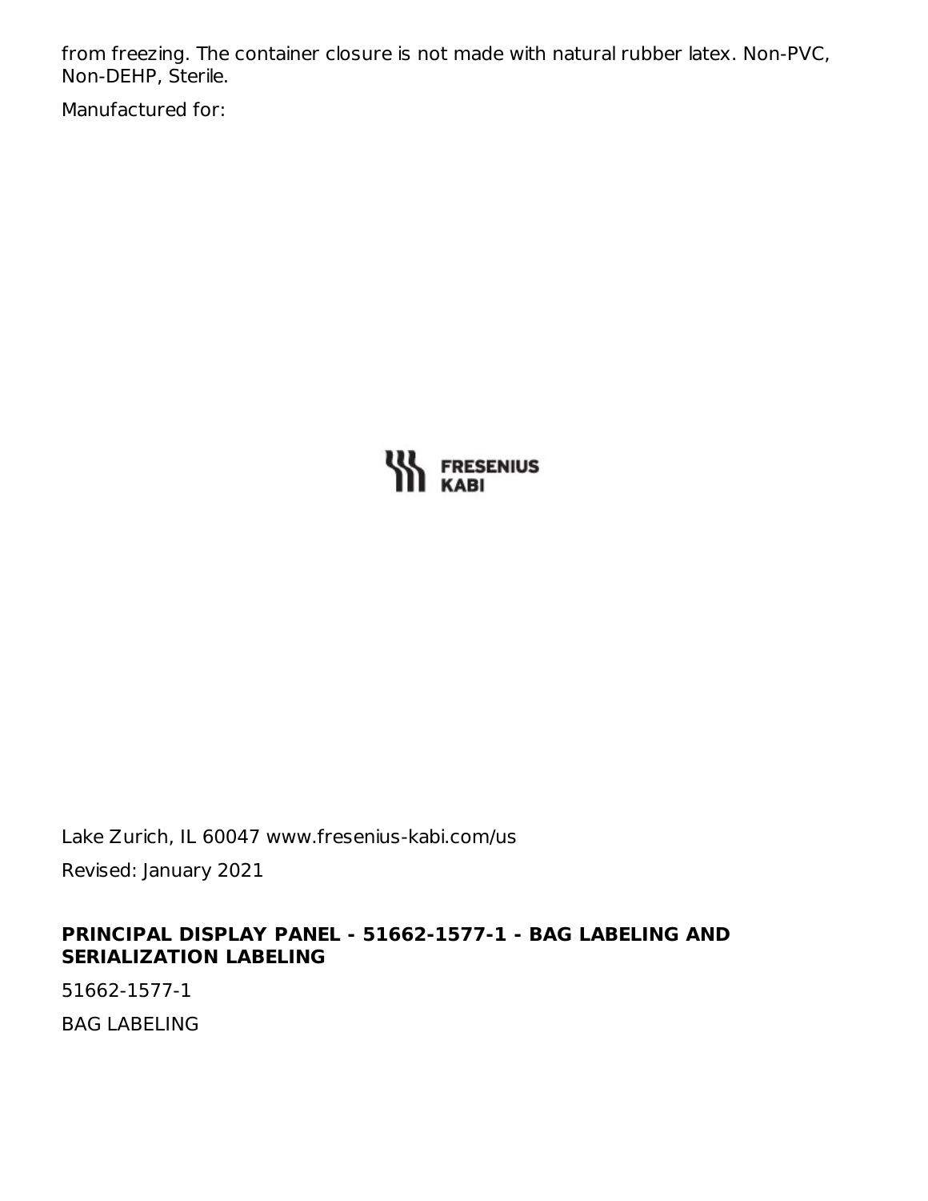from freezing. The container closure is not made with natural rubber latex. Non-PVC, Non-DEHP, Sterile.

Manufactured for:

FRESENIUS KABI

Lake Zurich, IL 60047 www.fresenius-kabi.com/us

Revised: January 2021

**PRINCIPAL DISPLAY PANEL - 51662-1577-1 - BAG LABELING AND SERIALIZATION LABELING**

51662-1577-1

BAG LABELING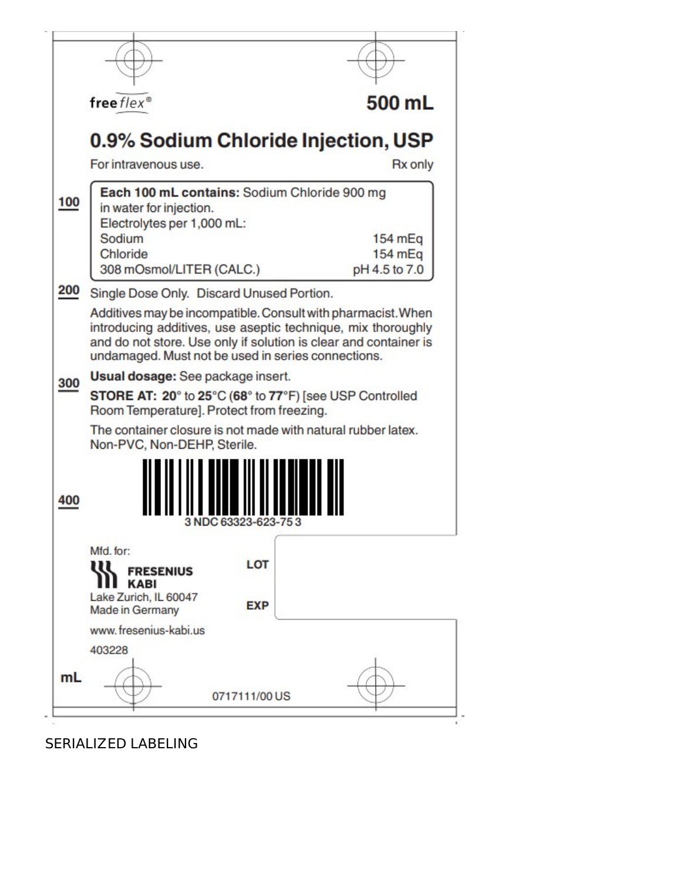freeflex®

500 mL

# 0.9% Sodium Chloride Injection, USP

For intravenous use.

Rx only

100

**Each 100 mL contains:** Sodium Chloride 900 mg in water for injection.

Electrolytes per 1,000 mL:

| | |
|---|---|
| Sodium | 154 mEq |
| Chloride | 154 mEq |
| 308 mOsmol/LITER (CALC.) | pH 4.5 to 7.0 |

200

Single Dose Only. Discard Unused Portion.

Additives may be incompatible. Consult with pharmacist. When introducing additives, use aseptic technique, mix thoroughly and do not store. Use only if solution is clear and container is undamaged. Must not be used in series connections.

300

**Usual dosage:** See package insert.

**STORE AT: 20°** to **25**°C (**68**° to **77**°F) [see USP Controlled Room Temperature]. Protect from freezing.

The container closure is not made with natural rubber latex. Non-PVC, Non-DEHP, Sterile.

400

3 NDC 63323-623-75 3

Mfd. for:

FRESENIUS KABI

Lake Zurich, IL 60047

Made in Germany

www.fresenius-kabi.us

403228

LOT

EXP

mL

0717111/00 US

SERIALIZED LABELING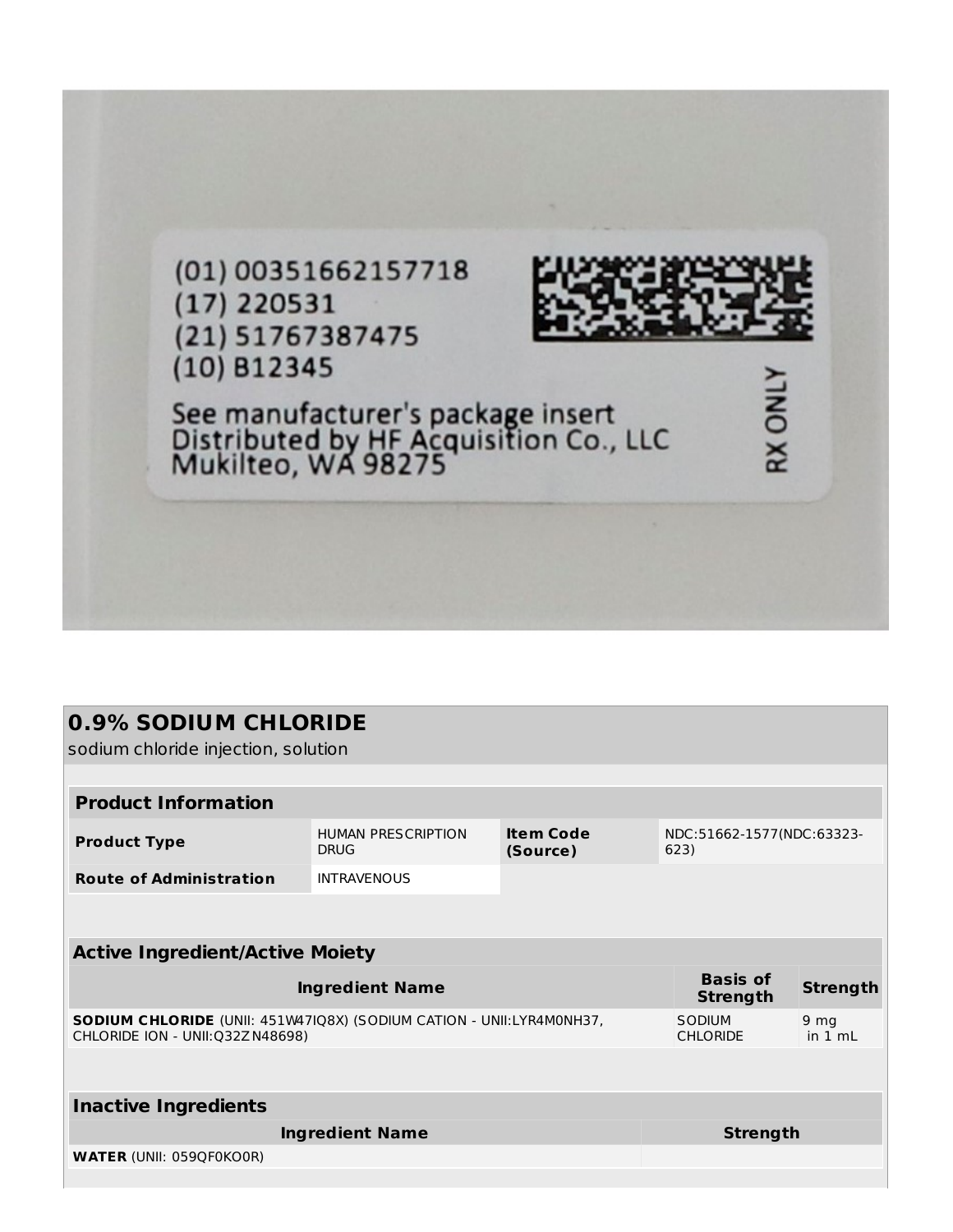(01) 00351662157718
(17) 220531
(21) 51767387475
(10) B12345

See manufacturer's package insert
Distributed by HF Acquisition Co., LLC
Mukilteo, WA 98275

RX ONLY

## 0.9% SODIUM CHLORIDE

sodium chloride injection, solution

| Product Information | | | |
|---|---|---|---|
| **Product Type** | HUMAN PRESCRIPTION DRUG | **Item Code (Source)** | NDC:51662-1577(NDC:63323-623) |
| **Route of Administration** | INTRAVENOUS | | |

| Active Ingredient/Active Moiety | | |
|---|---|---|
| **Ingredient Name** | **Basis of Strength** | **Strength** |
| **SODIUM CHLORIDE** (UNII: 451W47IQ8X) (SODIUM CATION - UNII:LYR4M0NH37, CHLORIDE ION - UNII:Q32ZN48698) | SODIUM CHLORIDE | 9 mg in 1 mL |

| Inactive Ingredients | |
|---|---|
| **Ingredient Name** | **Strength** |
| **WATER** (UNII: 059QF0KO0R) | |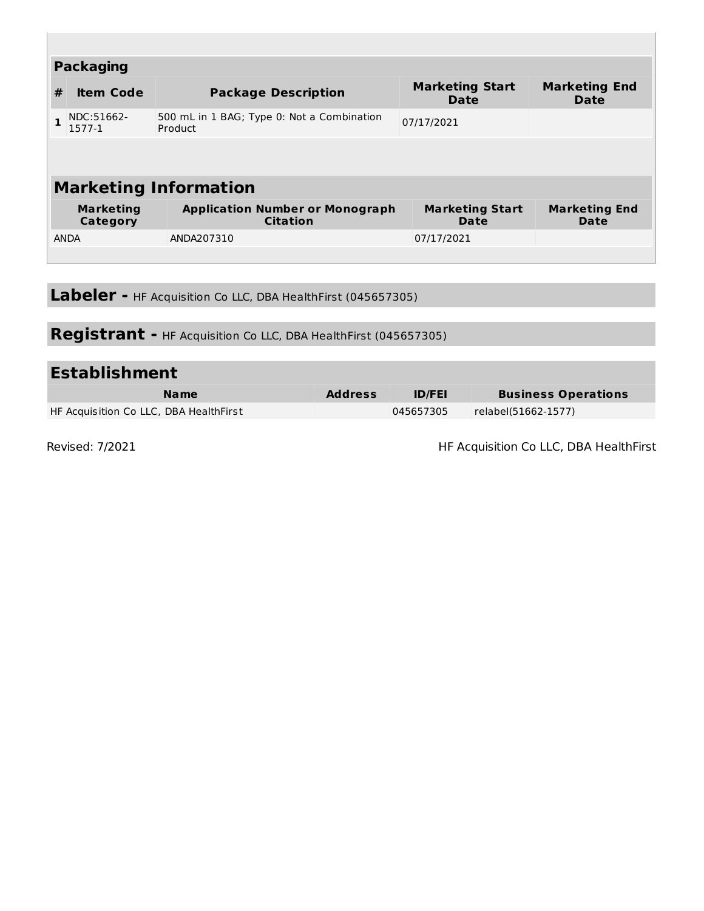## Packaging

| # | Item Code | Package Description | Marketing Start Date | Marketing End Date |
|---|---|---|---|---|
| 1 | NDC:51662-1577-1 | 500 mL in 1 BAG; Type 0: Not a Combination Product | 07/17/2021 | |

## Marketing Information

| Marketing Category | Application Number or Monograph Citation | Marketing Start Date | Marketing End Date |
|---|---|---|---|
| ANDA | ANDA207310 | 07/17/2021 | |

## Labeler - HF Acquisition Co LLC, DBA HealthFirst (045657305)

## Registrant - HF Acquisition Co LLC, DBA HealthFirst (045657305)

## Establishment

| Name | Address | ID/FEI | Business Operations |
|---|---|---|---|
| HF Acquisition Co LLC, DBA HealthFirst | | 045657305 | relabel(51662-1577) |

Revised: 7/2021

HF Acquisition Co LLC, DBA HealthFirst